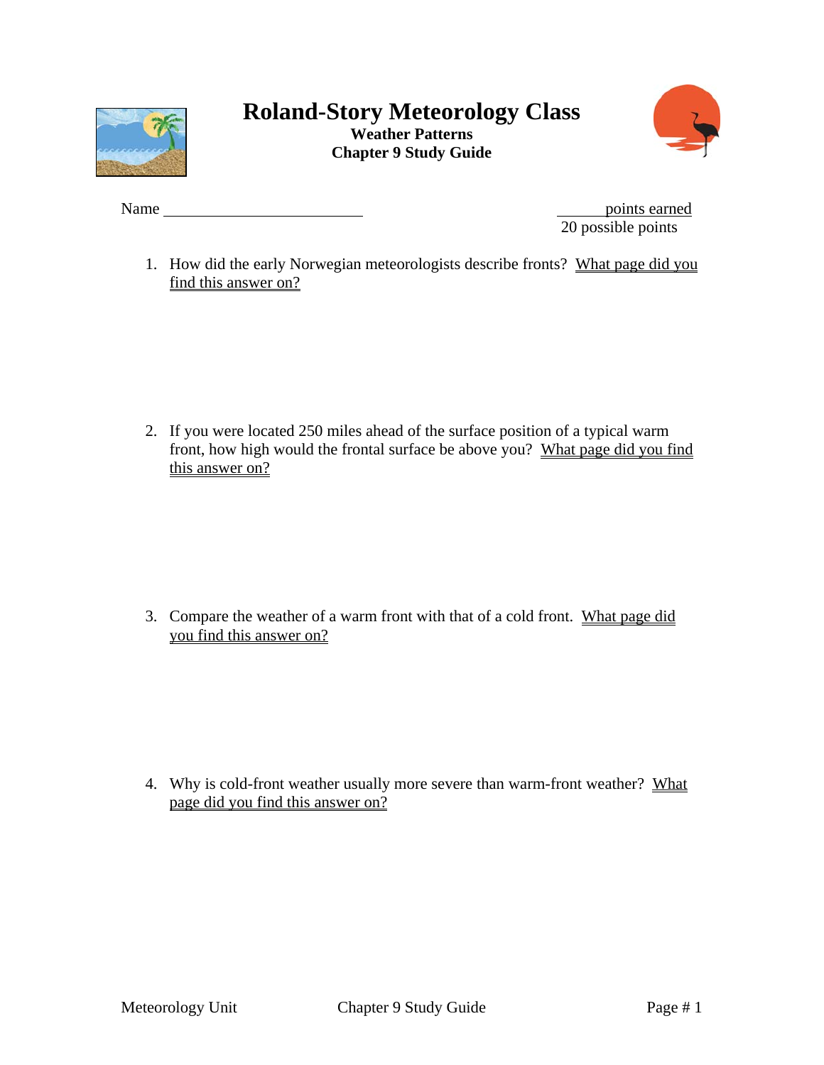# Roland-Story Meteorology Class

**Weather Patterns**
**Chapter 9 Study Guide**

Name ______________________

______ points earned
20 possible points

1. How did the early Norwegian meteorologists describe fronts? What page did you find this answer on?

2. If you were located 250 miles ahead of the surface position of a typical warm front, how high would the frontal surface be above you? What page did you find this answer on?

3. Compare the weather of a warm front with that of a cold front. What page did you find this answer on?

4. Why is cold-front weather usually more severe than warm-front weather? What page did you find this answer on?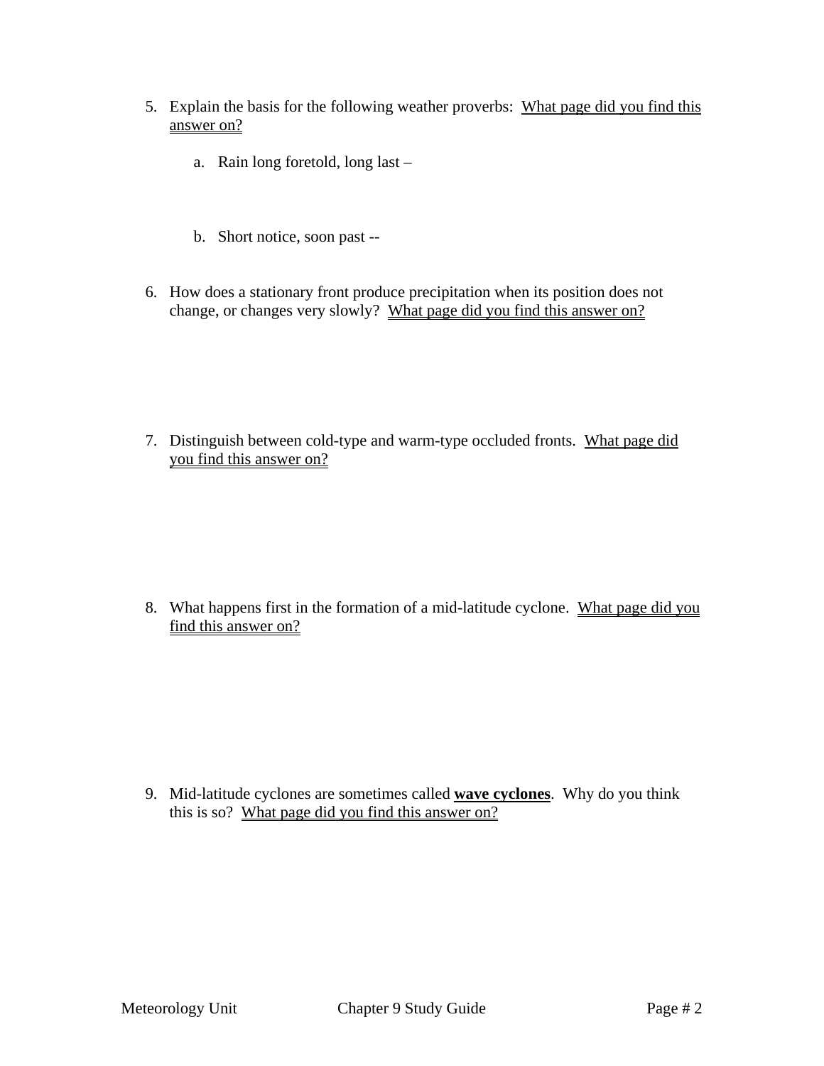5. Explain the basis for the following weather proverbs: <u>What page did you find this answer on?</u>

   a. Rain long foretold, long last –

   b. Short notice, soon past --

6. How does a stationary front produce precipitation when its position does not change, or changes very slowly? <u>What page did you find this answer on?</u>

7. Distinguish between cold-type and warm-type occluded fronts. <u>What page did you find this answer on?</u>

8. What happens first in the formation of a mid-latitude cyclone. <u>What page did you find this answer on?</u>

9. Mid-latitude cyclones are sometimes called **<u>wave cyclones</u>**. Why do you think this is so? <u>What page did you find this answer on?</u>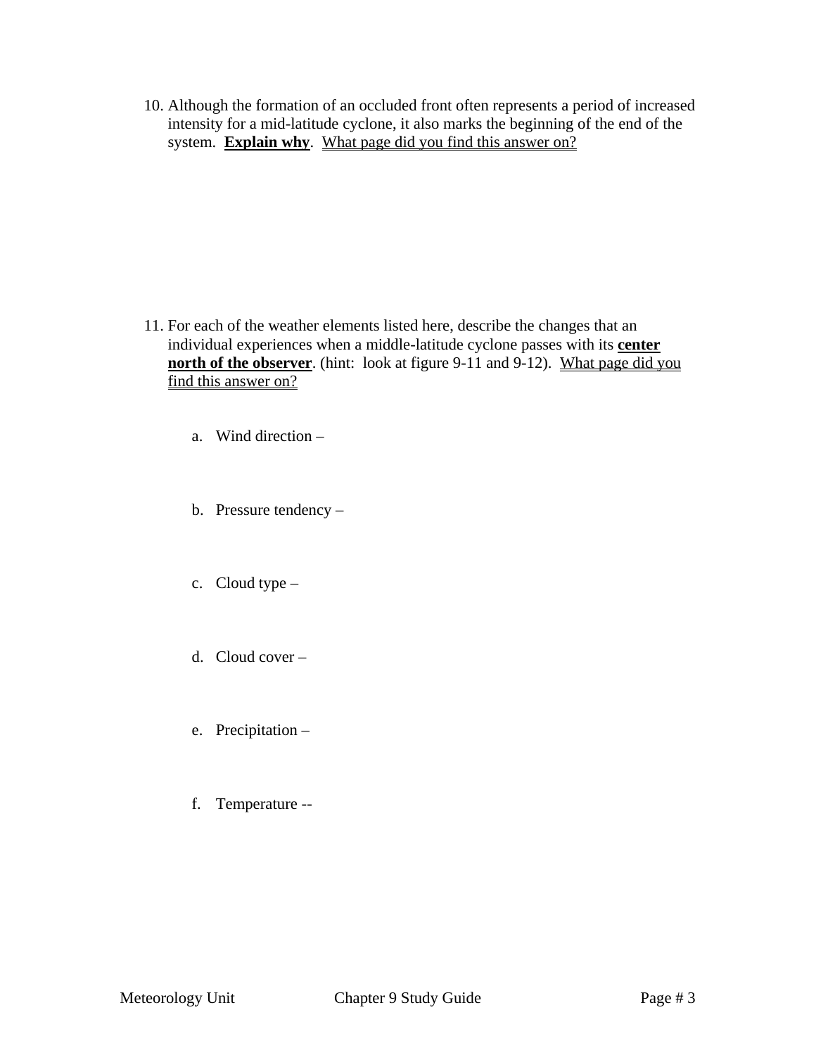10. Although the formation of an occluded front often represents a period of increased intensity for a mid-latitude cyclone, it also marks the beginning of the end of the system.  **<u>Explain why</u>**.  <u>What page did you find this answer on?</u>

11. For each of the weather elements listed here, describe the changes that an individual experiences when a middle-latitude cyclone passes with its **<u>center north of the observer</u>**. (hint:  look at figure 9-11 and 9-12).  <u>What page did you find this answer on?</u>

    a. Wind direction –

    b. Pressure tendency –

    c. Cloud type –

    d. Cloud cover –

    e. Precipitation –

    f. Temperature --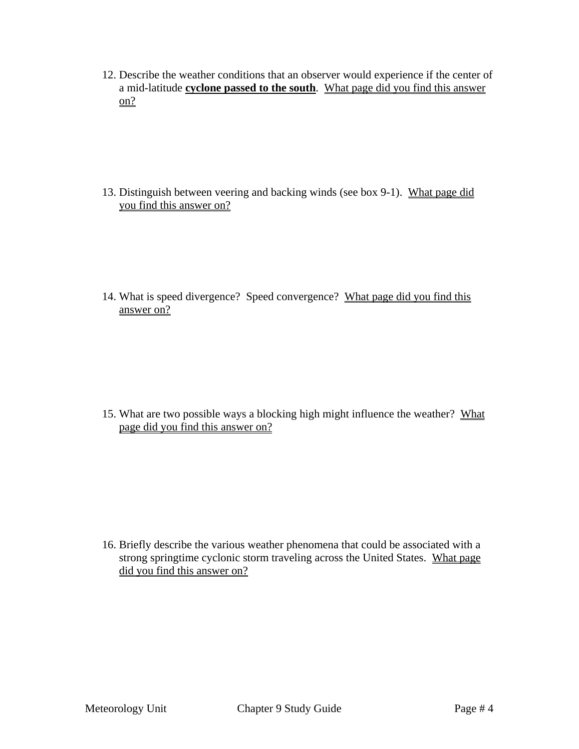12. Describe the weather conditions that an observer would experience if the center of a mid-latitude **cyclone passed to the south**. What page did you find this answer on?

13. Distinguish between veering and backing winds (see box 9-1). What page did you find this answer on?

14. What is speed divergence? Speed convergence? What page did you find this answer on?

15. What are two possible ways a blocking high might influence the weather? What page did you find this answer on?

16. Briefly describe the various weather phenomena that could be associated with a strong springtime cyclonic storm traveling across the United States. What page did you find this answer on?